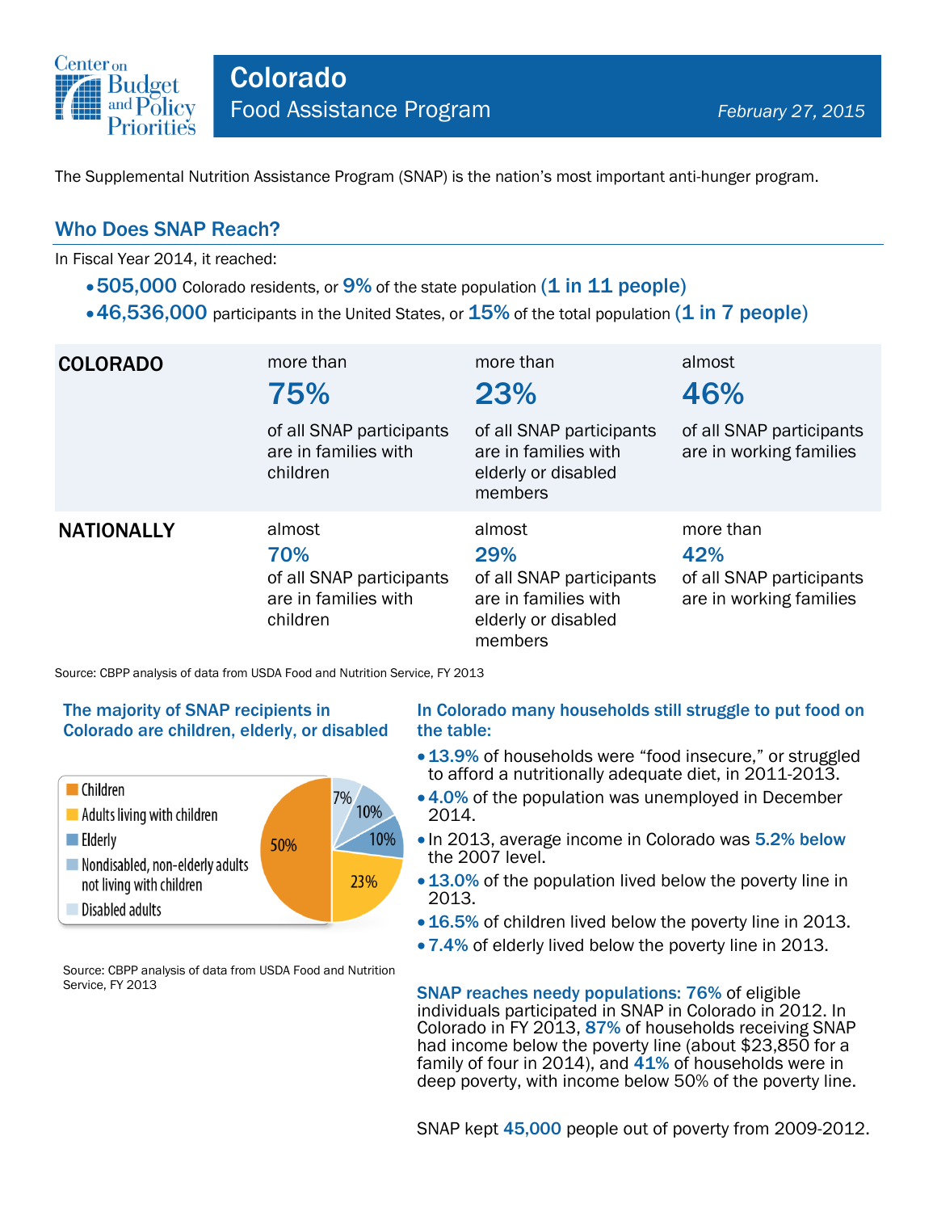# Colorado

## Food Assistance Program

*February 27, 2015*

The Supplemental Nutrition Assistance Program (SNAP) is the nation's most important anti-hunger program.

## Who Does SNAP Reach?

In Fiscal Year 2014, it reached:

- **505,000** Colorado residents, or **9%** of the state population **(1 in 11 people)**
- **46,536,000** participants in the United States, or **15%** of the total population **(1 in 7 people)**

| | | | |
|---|---|---|---|
| **COLORADO** | more than **75%** of all SNAP participants are in families with children | more than **23%** of all SNAP participants are in families with elderly or disabled members | almost **46%** of all SNAP participants are in working families |
| **NATIONALLY** | almost **70%** of all SNAP participants are in families with children | almost **29%** of all SNAP participants are in families with elderly or disabled members | more than **42%** of all SNAP participants are in working families |

Source: CBPP analysis of data from USDA Food and Nutrition Service, FY 2013

### The majority of SNAP recipients in Colorado are children, elderly, or disabled

| Category | Share |
|---|---|
| Children | 50% |
| Adults living with children | 23% |
| Elderly | 10% |
| Nondisabled, non-elderly adults not living with children | 10% |
| Disabled adults | 7% |

Source: CBPP analysis of data from USDA Food and Nutrition Service, FY 2013

### In Colorado many households still struggle to put food on the table:

- **13.9%** of households were "food insecure," or struggled to afford a nutritionally adequate diet, in 2011-2013.
- **4.0%** of the population was unemployed in December 2014.
- In 2013, average income in Colorado was **5.2% below** the 2007 level.
- **13.0%** of the population lived below the poverty line in 2013.
- **16.5%** of children lived below the poverty line in 2013.
- **7.4%** of elderly lived below the poverty line in 2013.

**SNAP reaches needy populations: 76%** of eligible individuals participated in SNAP in Colorado in 2012. In Colorado in FY 2013, **87%** of households receiving SNAP had income below the poverty line (about $23,850 for a family of four in 2014), and **41%** of households were in deep poverty, with income below 50% of the poverty line.

SNAP kept **45,000** people out of poverty from 2009-2012.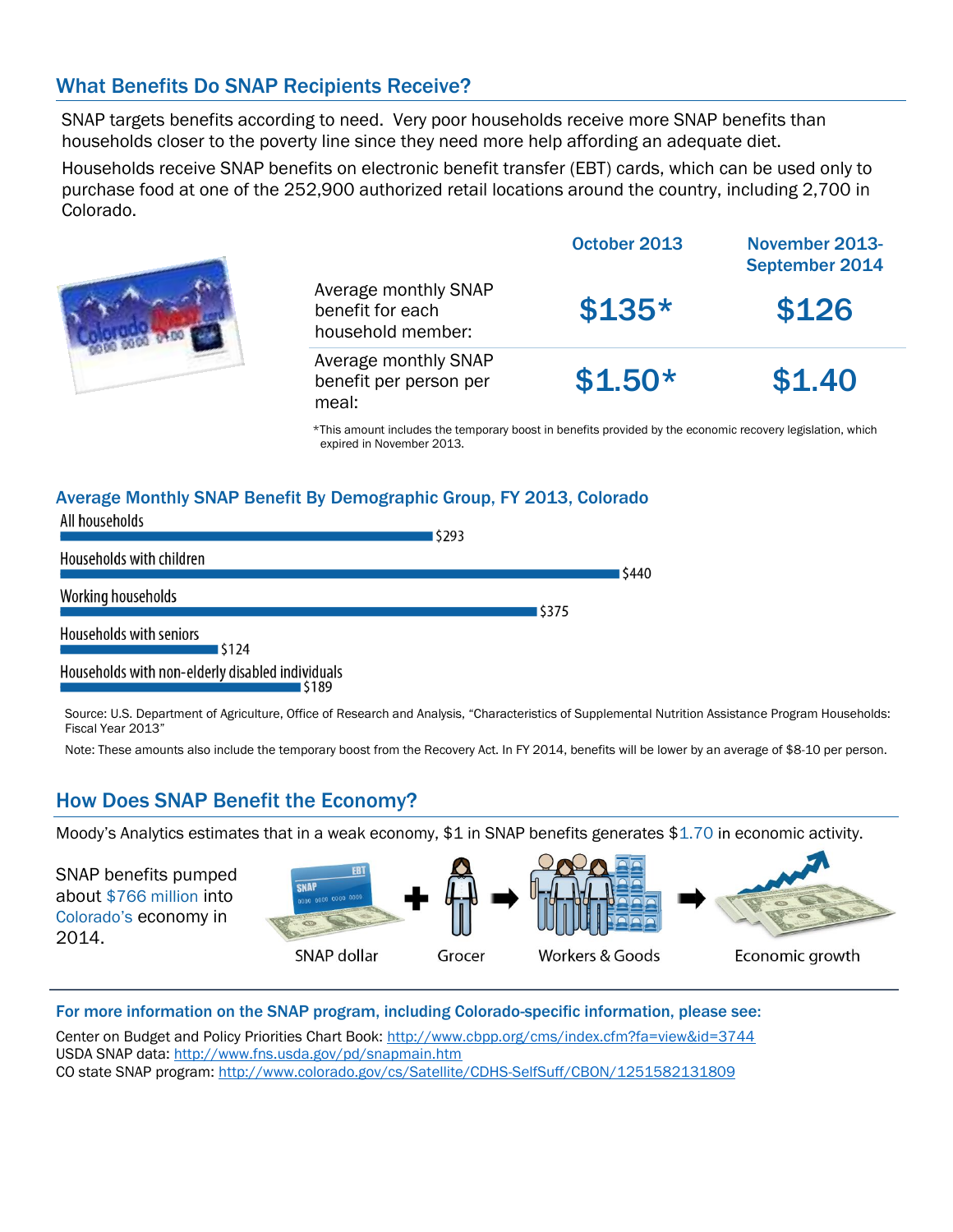## What Benefits Do SNAP Recipients Receive?

SNAP targets benefits according to need. Very poor households receive more SNAP benefits than households closer to the poverty line since they need more help affording an adequate diet.

Households receive SNAP benefits on electronic benefit transfer (EBT) cards, which can be used only to purchase food at one of the 252,900 authorized retail locations around the country, including 2,700 in Colorado.

| | October 2013 | November 2013-September 2014 |
|---|---|---|
| Average monthly SNAP benefit for each household member: | $135* | $126 |
| Average monthly SNAP benefit per person per meal: | $1.50* | $1.40 |

*This amount includes the temporary boost in benefits provided by the economic recovery legislation, which expired in November 2013.

### Average Monthly SNAP Benefit By Demographic Group, FY 2013, Colorado

All households
$293

Households with children
$440

Working households
$375

Households with seniors
$124

Households with non-elderly disabled individuals
$189

Source: U.S. Department of Agriculture, Office of Research and Analysis, "Characteristics of Supplemental Nutrition Assistance Program Households: Fiscal Year 2013"

Note: These amounts also include the temporary boost from the Recovery Act. In FY 2014, benefits will be lower by an average of $8-10 per person.

## How Does SNAP Benefit the Economy?

Moody's Analytics estimates that in a weak economy, $1 in SNAP benefits generates $1.70 in economic activity.

SNAP benefits pumped about $766 million into Colorado's economy in 2014.

SNAP dollar + Grocer → Workers & Goods → Economic growth

### For more information on the SNAP program, including Colorado-specific information, please see:

Center on Budget and Policy Priorities Chart Book: http://www.cbpp.org/cms/index.cfm?fa=view&id=3744
USDA SNAP data: http://www.fns.usda.gov/pd/snapmain.htm
CO state SNAP program: http://www.colorado.gov/cs/Satellite/CDHS-SelfSuff/CBON/1251582131809